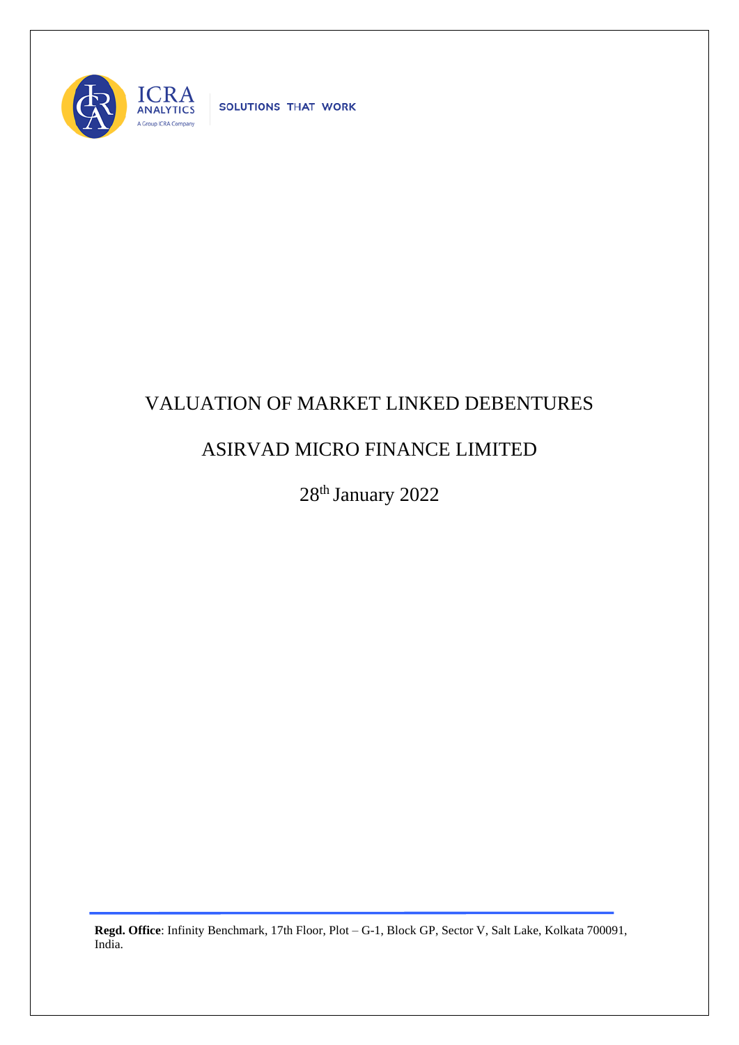ICRA ANALYTICS

A Group ICRA Company

SOLUTIONS THAT WORK

# VALUATION OF MARKET LINKED DEBENTURES

# ASIRVAD MICRO FINANCE LIMITED

28th January 2022

**Regd. Office**: Infinity Benchmark, 17th Floor, Plot – G-1, Block GP, Sector V, Salt Lake, Kolkata 700091, India.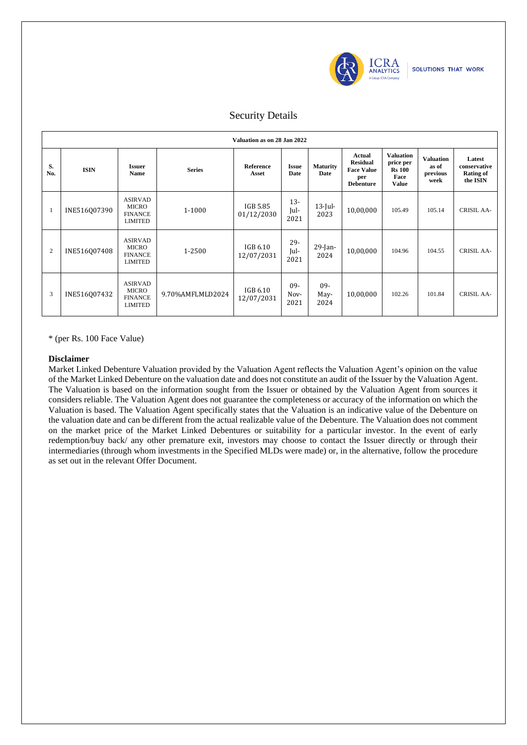# Security Details

| Valuation as on 28 Jan 2022 | | | | | | | | | | |
|---|---|---|---|---|---|---|---|---|---|---|
| S. No. | ISIN | Issuer Name | Series | Reference Asset | Issue Date | Maturity Date | Actual Residual Face Value per Debenture | Valuation price per Rs 100 Face Value | Valuation as of previous week | Latest conservative Rating of the ISIN |
| 1 | INE516Q07390 | ASIRVAD MICRO FINANCE LIMITED | 1-1000 | IGB 5.85 01/12/2030 | 13-Jul-2021 | 13-Jul-2023 | 10,00,000 | 105.49 | 105.14 | CRISIL AA- |
| 2 | INE516Q07408 | ASIRVAD MICRO FINANCE LIMITED | 1-2500 | IGB 6.10 12/07/2031 | 29-Jul-2021 | 29-Jan-2024 | 10,00,000 | 104.96 | 104.55 | CRISIL AA- |
| 3 | INE516Q07432 | ASIRVAD MICRO FINANCE LIMITED | 9.70%AMFLMLD2024 | IGB 6.10 12/07/2031 | 09-Nov-2021 | 09-May-2024 | 10,00,000 | 102.26 | 101.84 | CRISIL AA- |

* (per Rs. 100 Face Value)

**Disclaimer**

Market Linked Debenture Valuation provided by the Valuation Agent reflects the Valuation Agent's opinion on the value of the Market Linked Debenture on the valuation date and does not constitute an audit of the Issuer by the Valuation Agent. The Valuation is based on the information sought from the Issuer or obtained by the Valuation Agent from sources it considers reliable. The Valuation Agent does not guarantee the completeness or accuracy of the information on which the Valuation is based. The Valuation Agent specifically states that the Valuation is an indicative value of the Debenture on the valuation date and can be different from the actual realizable value of the Debenture. The Valuation does not comment on the market price of the Market Linked Debentures or suitability for a particular investor. In the event of early redemption/buy back/ any other premature exit, investors may choose to contact the Issuer directly or through their intermediaries (through whom investments in the Specified MLDs were made) or, in the alternative, follow the procedure as set out in the relevant Offer Document.